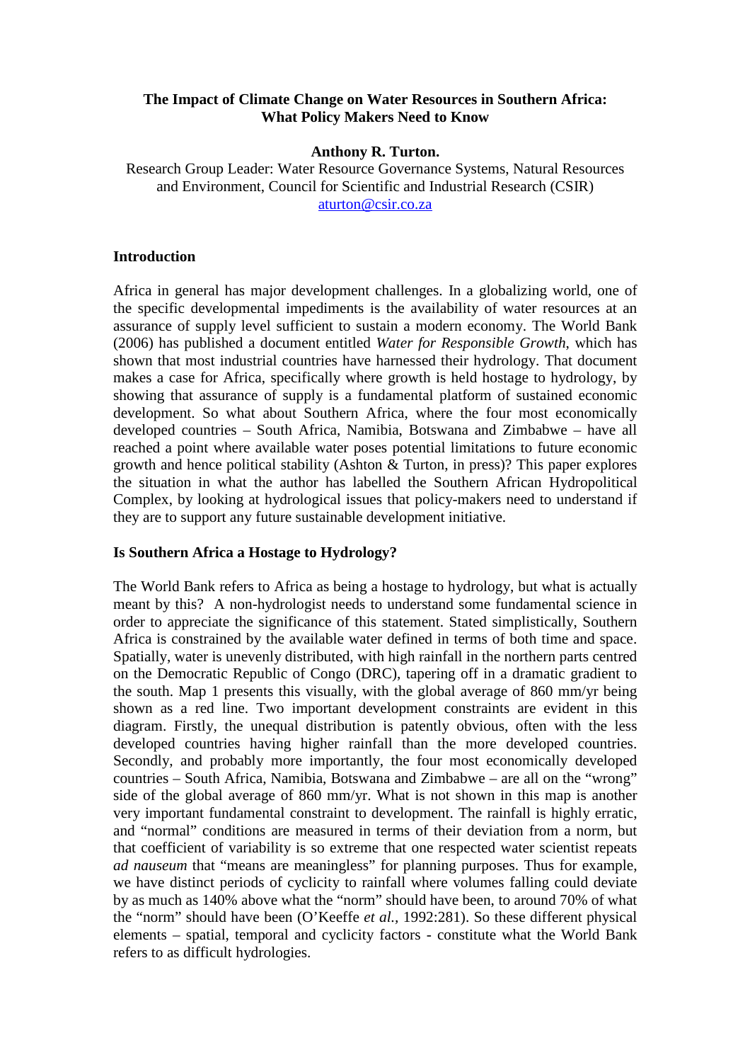**The Impact of Climate Change on Water Resources in Southern Africa: What Policy Makers Need to Know**

**Anthony R. Turton.**

Research Group Leader: Water Resource Governance Systems, Natural Resources and Environment, Council for Scientific and Industrial Research (CSIR)
aturton@csir.co.za

## Introduction

Africa in general has major development challenges. In a globalizing world, one of the specific developmental impediments is the availability of water resources at an assurance of supply level sufficient to sustain a modern economy. The World Bank (2006) has published a document entitled *Water for Responsible Growth*, which has shown that most industrial countries have harnessed their hydrology. That document makes a case for Africa, specifically where growth is held hostage to hydrology, by showing that assurance of supply is a fundamental platform of sustained economic development. So what about Southern Africa, where the four most economically developed countries – South Africa, Namibia, Botswana and Zimbabwe – have all reached a point where available water poses potential limitations to future economic growth and hence political stability (Ashton & Turton, in press)? This paper explores the situation in what the author has labelled the Southern African Hydropolitical Complex, by looking at hydrological issues that policy-makers need to understand if they are to support any future sustainable development initiative.

## Is Southern Africa a Hostage to Hydrology?

The World Bank refers to Africa as being a hostage to hydrology, but what is actually meant by this? A non-hydrologist needs to understand some fundamental science in order to appreciate the significance of this statement. Stated simplistically, Southern Africa is constrained by the available water defined in terms of both time and space. Spatially, water is unevenly distributed, with high rainfall in the northern parts centred on the Democratic Republic of Congo (DRC), tapering off in a dramatic gradient to the south. Map 1 presents this visually, with the global average of 860 mm/yr being shown as a red line. Two important development constraints are evident in this diagram. Firstly, the unequal distribution is patently obvious, often with the less developed countries having higher rainfall than the more developed countries. Secondly, and probably more importantly, the four most economically developed countries – South Africa, Namibia, Botswana and Zimbabwe – are all on the "wrong" side of the global average of 860 mm/yr. What is not shown in this map is another very important fundamental constraint to development. The rainfall is highly erratic, and "normal" conditions are measured in terms of their deviation from a norm, but that coefficient of variability is so extreme that one respected water scientist repeats *ad nauseum* that "means are meaningless" for planning purposes. Thus for example, we have distinct periods of cyclicity to rainfall where volumes falling could deviate by as much as 140% above what the "norm" should have been, to around 70% of what the "norm" should have been (O'Keeffe *et al.*, 1992:281). So these different physical elements – spatial, temporal and cyclicity factors - constitute what the World Bank refers to as difficult hydrologies.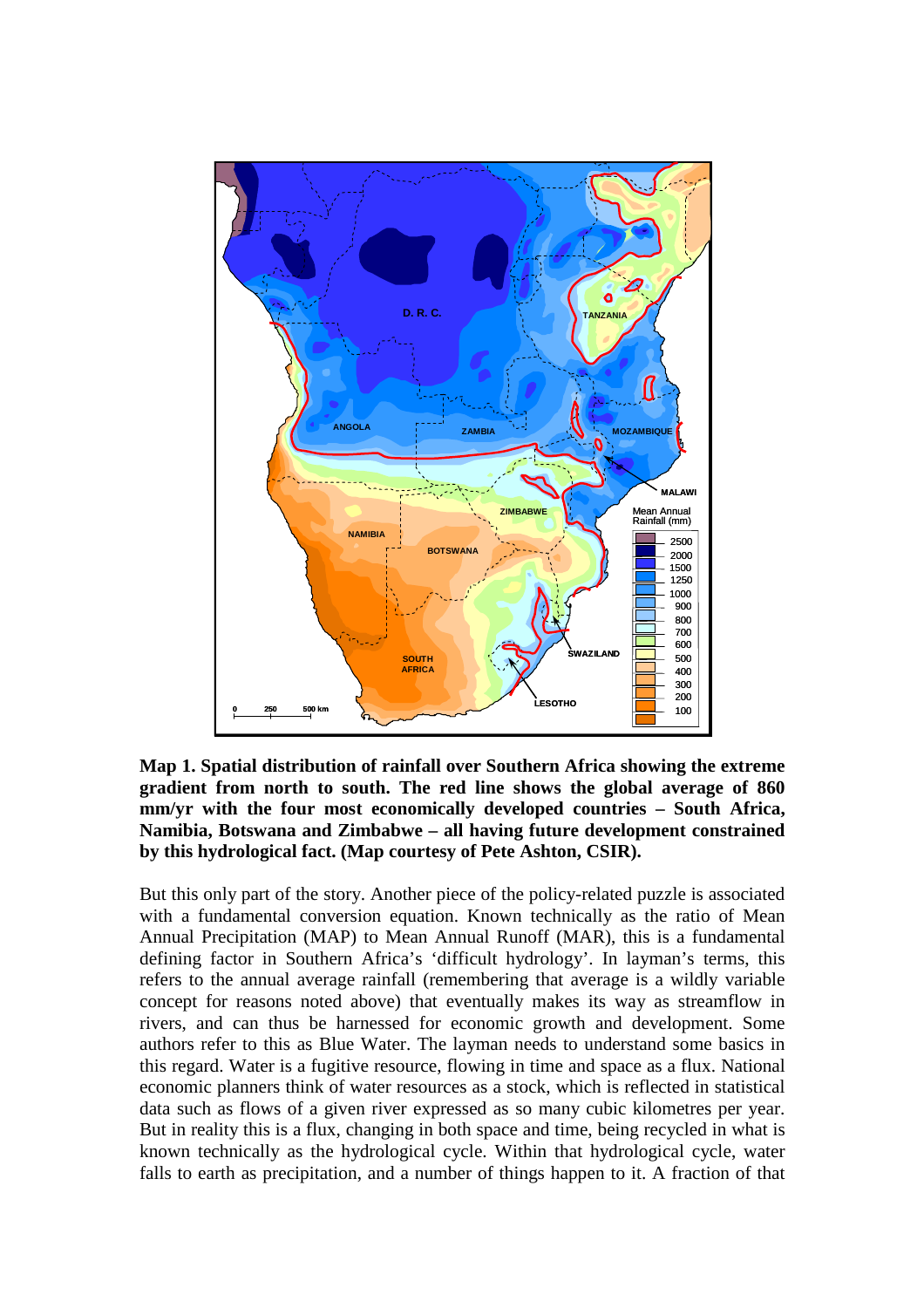**Map 1. Spatial distribution of rainfall over Southern Africa showing the extreme gradient from north to south. The red line shows the global average of 860 mm/yr with the four most economically developed countries – South Africa, Namibia, Botswana and Zimbabwe – all having future development constrained by this hydrological fact. (Map courtesy of Pete Ashton, CSIR).**

But this only part of the story. Another piece of the policy-related puzzle is associated with a fundamental conversion equation. Known technically as the ratio of Mean Annual Precipitation (MAP) to Mean Annual Runoff (MAR), this is a fundamental defining factor in Southern Africa's 'difficult hydrology'. In layman's terms, this refers to the annual average rainfall (remembering that average is a wildly variable concept for reasons noted above) that eventually makes its way as streamflow in rivers, and can thus be harnessed for economic growth and development. Some authors refer to this as Blue Water. The layman needs to understand some basics in this regard. Water is a fugitive resource, flowing in time and space as a flux. National economic planners think of water resources as a stock, which is reflected in statistical data such as flows of a given river expressed as so many cubic kilometres per year. But in reality this is a flux, changing in both space and time, being recycled in what is known technically as the hydrological cycle. Within that hydrological cycle, water falls to earth as precipitation, and a number of things happen to it. A fraction of that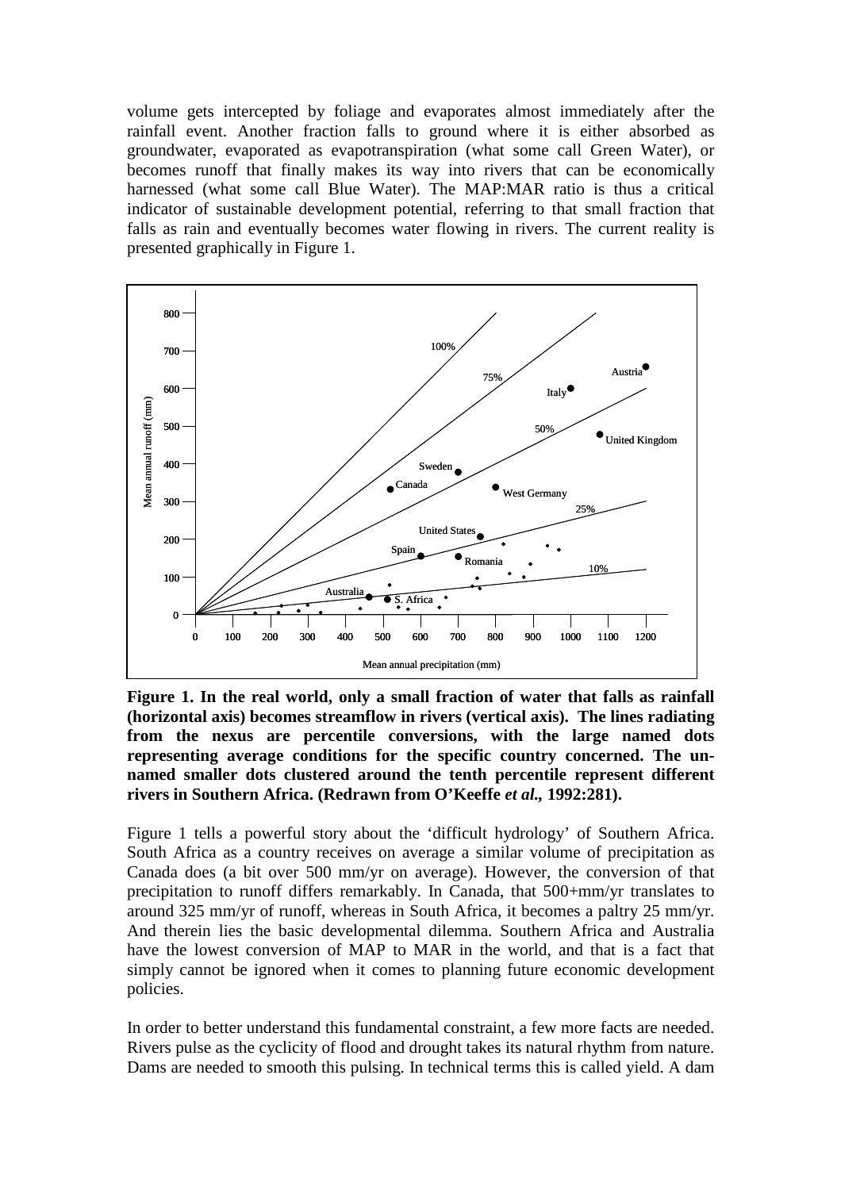volume gets intercepted by foliage and evaporates almost immediately after the rainfall event. Another fraction falls to ground where it is either absorbed as groundwater, evaporated as evapotranspiration (what some call Green Water), or becomes runoff that finally makes its way into rivers that can be economically harnessed (what some call Blue Water). The MAP:MAR ratio is thus a critical indicator of sustainable development potential, referring to that small fraction that falls as rain and eventually becomes water flowing in rivers. The current reality is presented graphically in Figure 1.

**Figure 1. In the real world, only a small fraction of water that falls as rainfall (horizontal axis) becomes streamflow in rivers (vertical axis). The lines radiating from the nexus are percentile conversions, with the large named dots representing average conditions for the specific country concerned. The un-named smaller dots clustered around the tenth percentile represent different rivers in Southern Africa. (Redrawn from O'Keeffe *et al.*, 1992:281).**

Figure 1 tells a powerful story about the 'difficult hydrology' of Southern Africa. South Africa as a country receives on average a similar volume of precipitation as Canada does (a bit over 500 mm/yr on average). However, the conversion of that precipitation to runoff differs remarkably. In Canada, that 500+mm/yr translates to around 325 mm/yr of runoff, whereas in South Africa, it becomes a paltry 25 mm/yr. And therein lies the basic developmental dilemma. Southern Africa and Australia have the lowest conversion of MAP to MAR in the world, and that is a fact that simply cannot be ignored when it comes to planning future economic development policies.

In order to better understand this fundamental constraint, a few more facts are needed. Rivers pulse as the cyclicity of flood and drought takes its natural rhythm from nature. Dams are needed to smooth this pulsing. In technical terms this is called yield. A dam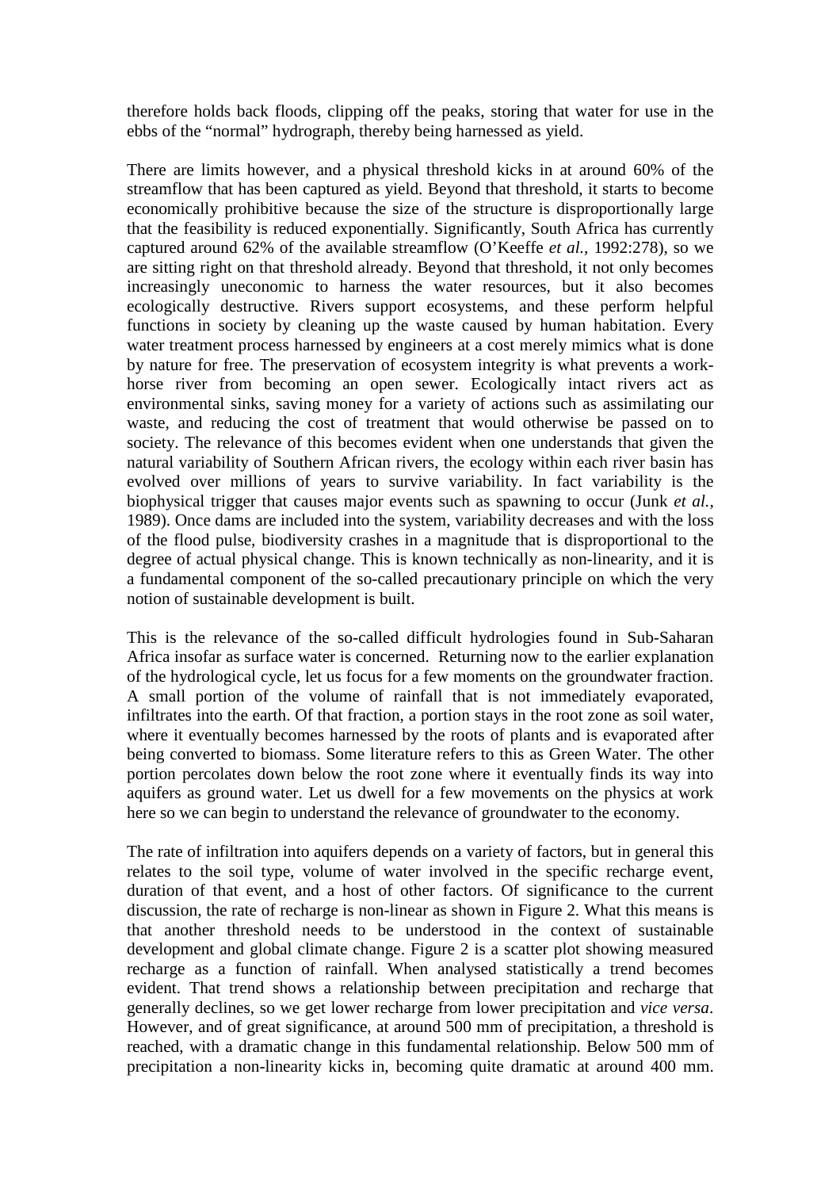therefore holds back floods, clipping off the peaks, storing that water for use in the ebbs of the "normal" hydrograph, thereby being harnessed as yield.

There are limits however, and a physical threshold kicks in at around 60% of the streamflow that has been captured as yield. Beyond that threshold, it starts to become economically prohibitive because the size of the structure is disproportionally large that the feasibility is reduced exponentially. Significantly, South Africa has currently captured around 62% of the available streamflow (O'Keeffe *et al.*, 1992:278), so we are sitting right on that threshold already. Beyond that threshold, it not only becomes increasingly uneconomic to harness the water resources, but it also becomes ecologically destructive. Rivers support ecosystems, and these perform helpful functions in society by cleaning up the waste caused by human habitation. Every water treatment process harnessed by engineers at a cost merely mimics what is done by nature for free. The preservation of ecosystem integrity is what prevents a work-horse river from becoming an open sewer. Ecologically intact rivers act as environmental sinks, saving money for a variety of actions such as assimilating our waste, and reducing the cost of treatment that would otherwise be passed on to society. The relevance of this becomes evident when one understands that given the natural variability of Southern African rivers, the ecology within each river basin has evolved over millions of years to survive variability. In fact variability is the biophysical trigger that causes major events such as spawning to occur (Junk *et al.*, 1989). Once dams are included into the system, variability decreases and with the loss of the flood pulse, biodiversity crashes in a magnitude that is disproportional to the degree of actual physical change. This is known technically as non-linearity, and it is a fundamental component of the so-called precautionary principle on which the very notion of sustainable development is built.

This is the relevance of the so-called difficult hydrologies found in Sub-Saharan Africa insofar as surface water is concerned. Returning now to the earlier explanation of the hydrological cycle, let us focus for a few moments on the groundwater fraction. A small portion of the volume of rainfall that is not immediately evaporated, infiltrates into the earth. Of that fraction, a portion stays in the root zone as soil water, where it eventually becomes harnessed by the roots of plants and is evaporated after being converted to biomass. Some literature refers to this as Green Water. The other portion percolates down below the root zone where it eventually finds its way into aquifers as ground water. Let us dwell for a few movements on the physics at work here so we can begin to understand the relevance of groundwater to the economy.

The rate of infiltration into aquifers depends on a variety of factors, but in general this relates to the soil type, volume of water involved in the specific recharge event, duration of that event, and a host of other factors. Of significance to the current discussion, the rate of recharge is non-linear as shown in Figure 2. What this means is that another threshold needs to be understood in the context of sustainable development and global climate change. Figure 2 is a scatter plot showing measured recharge as a function of rainfall. When analysed statistically a trend becomes evident. That trend shows a relationship between precipitation and recharge that generally declines, so we get lower recharge from lower precipitation and *vice versa*. However, and of great significance, at around 500 mm of precipitation, a threshold is reached, with a dramatic change in this fundamental relationship. Below 500 mm of precipitation a non-linearity kicks in, becoming quite dramatic at around 400 mm.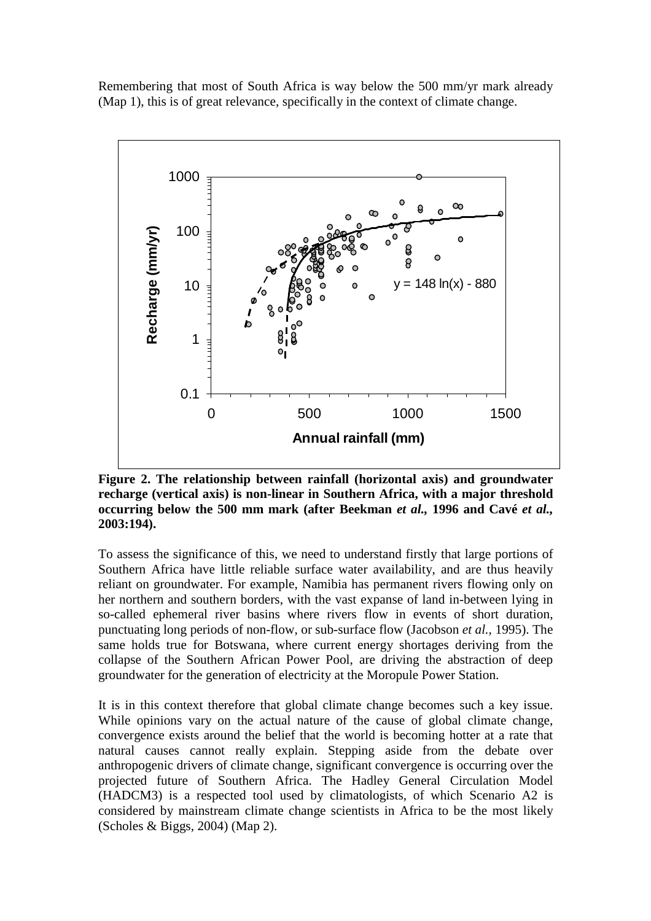Remembering that most of South Africa is way below the 500 mm/yr mark already (Map 1), this is of great relevance, specifically in the context of climate change.

**Figure 2. The relationship between rainfall (horizontal axis) and groundwater recharge (vertical axis) is non-linear in Southern Africa, with a major threshold occurring below the 500 mm mark (after Beekman *et al.*, 1996 and Cavé *et al.*, 2003:194).**

To assess the significance of this, we need to understand firstly that large portions of Southern Africa have little reliable surface water availability, and are thus heavily reliant on groundwater. For example, Namibia has permanent rivers flowing only on her northern and southern borders, with the vast expanse of land in-between lying in so-called ephemeral river basins where rivers flow in events of short duration, punctuating long periods of non-flow, or sub-surface flow (Jacobson *et al.*, 1995). The same holds true for Botswana, where current energy shortages deriving from the collapse of the Southern African Power Pool, are driving the abstraction of deep groundwater for the generation of electricity at the Moropule Power Station.

It is in this context therefore that global climate change becomes such a key issue. While opinions vary on the actual nature of the cause of global climate change, convergence exists around the belief that the world is becoming hotter at a rate that natural causes cannot really explain. Stepping aside from the debate over anthropogenic drivers of climate change, significant convergence is occurring over the projected future of Southern Africa. The Hadley General Circulation Model (HADCM3) is a respected tool used by climatologists, of which Scenario A2 is considered by mainstream climate change scientists in Africa to be the most likely (Scholes & Biggs, 2004) (Map 2).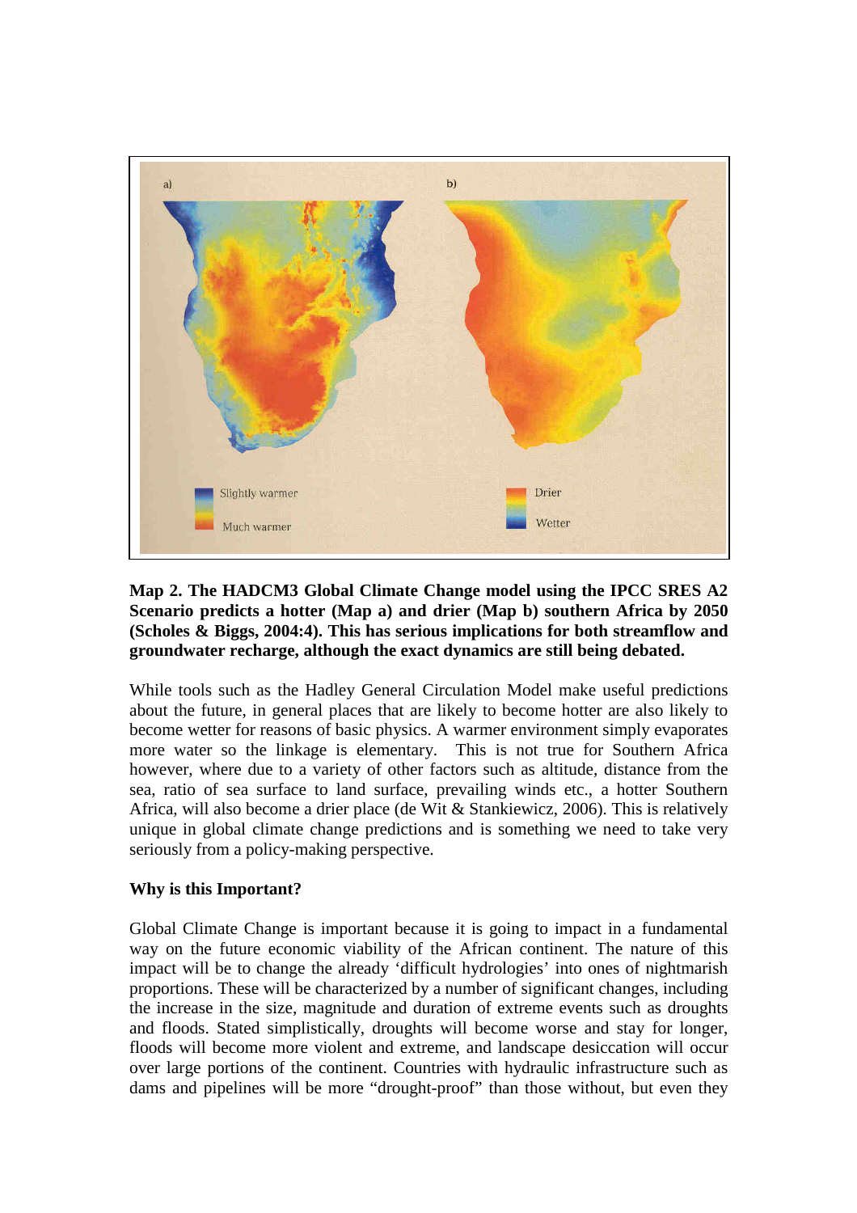**Map 2. The HADCM3 Global Climate Change model using the IPCC SRES A2 Scenario predicts a hotter (Map a) and drier (Map b) southern Africa by 2050 (Scholes & Biggs, 2004:4). This has serious implications for both streamflow and groundwater recharge, although the exact dynamics are still being debated.**

While tools such as the Hadley General Circulation Model make useful predictions about the future, in general places that are likely to become hotter are also likely to become wetter for reasons of basic physics. A warmer environment simply evaporates more water so the linkage is elementary. This is not true for Southern Africa however, where due to a variety of other factors such as altitude, distance from the sea, ratio of sea surface to land surface, prevailing winds etc., a hotter Southern Africa, will also become a drier place (de Wit & Stankiewicz, 2006). This is relatively unique in global climate change predictions and is something we need to take very seriously from a policy-making perspective.

**Why is this Important?**

Global Climate Change is important because it is going to impact in a fundamental way on the future economic viability of the African continent. The nature of this impact will be to change the already 'difficult hydrologies' into ones of nightmarish proportions. These will be characterized by a number of significant changes, including the increase in the size, magnitude and duration of extreme events such as droughts and floods. Stated simplistically, droughts will become worse and stay for longer, floods will become more violent and extreme, and landscape desiccation will occur over large portions of the continent. Countries with hydraulic infrastructure such as dams and pipelines will be more "drought-proof" than those without, but even they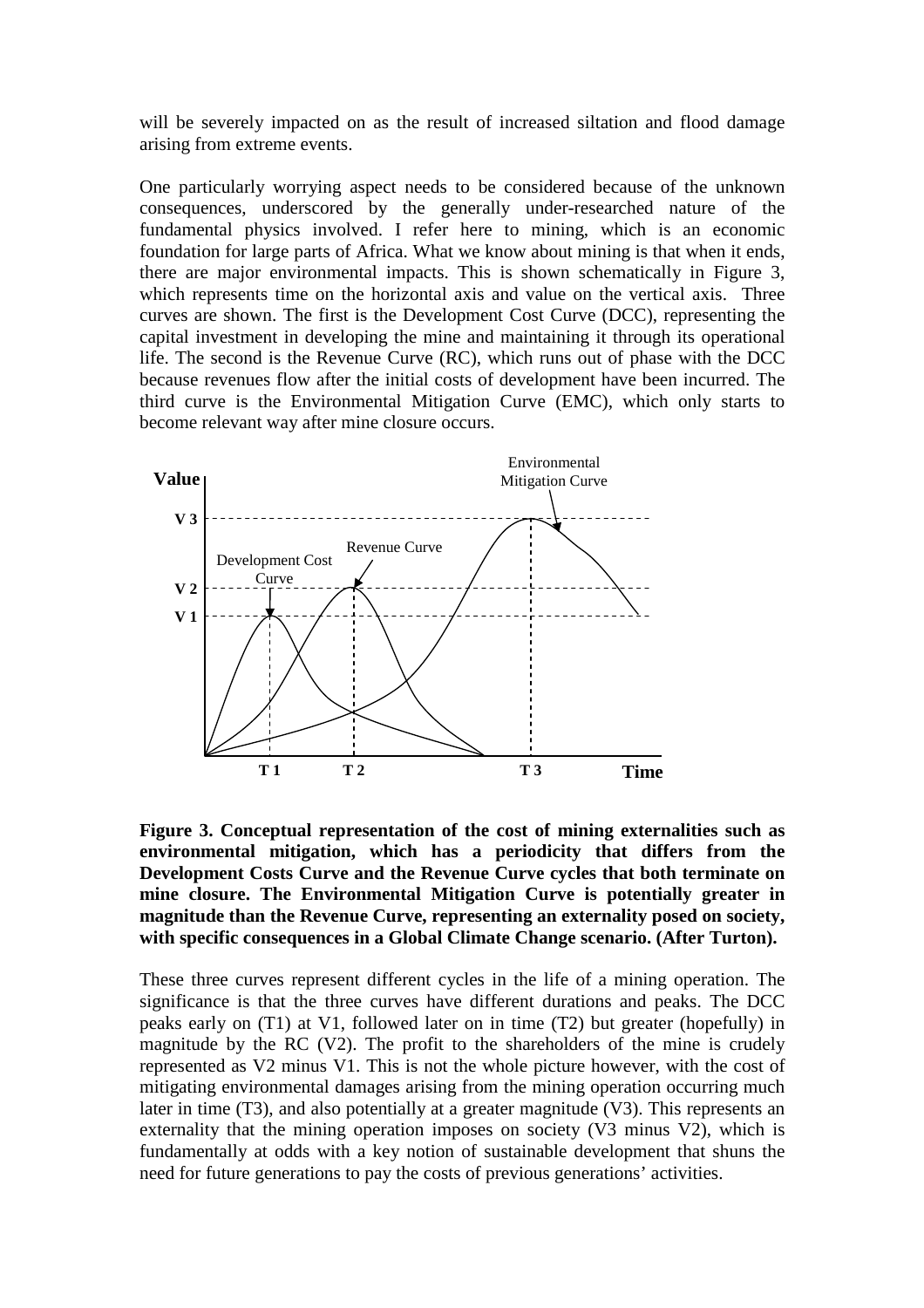will be severely impacted on as the result of increased siltation and flood damage arising from extreme events.

One particularly worrying aspect needs to be considered because of the unknown consequences, underscored by the generally under-researched nature of the fundamental physics involved. I refer here to mining, which is an economic foundation for large parts of Africa. What we know about mining is that when it ends, there are major environmental impacts. This is shown schematically in Figure 3, which represents time on the horizontal axis and value on the vertical axis. Three curves are shown. The first is the Development Cost Curve (DCC), representing the capital investment in developing the mine and maintaining it through its operational life. The second is the Revenue Curve (RC), which runs out of phase with the DCC because revenues flow after the initial costs of development have been incurred. The third curve is the Environmental Mitigation Curve (EMC), which only starts to become relevant way after mine closure occurs.

**Figure 3. Conceptual representation of the cost of mining externalities such as environmental mitigation, which has a periodicity that differs from the Development Costs Curve and the Revenue Curve cycles that both terminate on mine closure. The Environmental Mitigation Curve is potentially greater in magnitude than the Revenue Curve, representing an externality posed on society, with specific consequences in a Global Climate Change scenario. (After Turton).**

These three curves represent different cycles in the life of a mining operation. The significance is that the three curves have different durations and peaks. The DCC peaks early on (T1) at V1, followed later on in time (T2) but greater (hopefully) in magnitude by the RC (V2). The profit to the shareholders of the mine is crudely represented as V2 minus V1. This is not the whole picture however, with the cost of mitigating environmental damages arising from the mining operation occurring much later in time (T3), and also potentially at a greater magnitude (V3). This represents an externality that the mining operation imposes on society (V3 minus V2), which is fundamentally at odds with a key notion of sustainable development that shuns the need for future generations to pay the costs of previous generations' activities.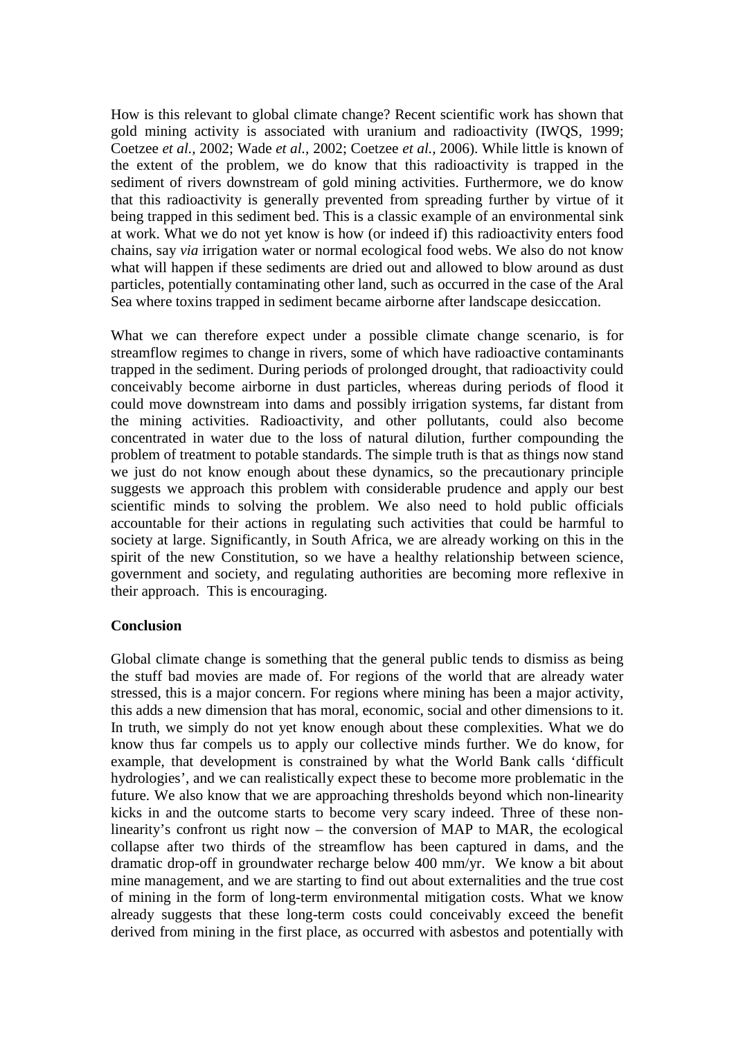How is this relevant to global climate change? Recent scientific work has shown that gold mining activity is associated with uranium and radioactivity (IWQS, 1999; Coetzee *et al.,* 2002; Wade *et al.,* 2002; Coetzee *et al.,* 2006). While little is known of the extent of the problem, we do know that this radioactivity is trapped in the sediment of rivers downstream of gold mining activities. Furthermore, we do know that this radioactivity is generally prevented from spreading further by virtue of it being trapped in this sediment bed. This is a classic example of an environmental sink at work. What we do not yet know is how (or indeed if) this radioactivity enters food chains, say *via* irrigation water or normal ecological food webs. We also do not know what will happen if these sediments are dried out and allowed to blow around as dust particles, potentially contaminating other land, such as occurred in the case of the Aral Sea where toxins trapped in sediment became airborne after landscape desiccation.

What we can therefore expect under a possible climate change scenario, is for streamflow regimes to change in rivers, some of which have radioactive contaminants trapped in the sediment. During periods of prolonged drought, that radioactivity could conceivably become airborne in dust particles, whereas during periods of flood it could move downstream into dams and possibly irrigation systems, far distant from the mining activities. Radioactivity, and other pollutants, could also become concentrated in water due to the loss of natural dilution, further compounding the problem of treatment to potable standards. The simple truth is that as things now stand we just do not know enough about these dynamics, so the precautionary principle suggests we approach this problem with considerable prudence and apply our best scientific minds to solving the problem. We also need to hold public officials accountable for their actions in regulating such activities that could be harmful to society at large. Significantly, in South Africa, we are already working on this in the spirit of the new Constitution, so we have a healthy relationship between science, government and society, and regulating authorities are becoming more reflexive in their approach.  This is encouraging.

## Conclusion

Global climate change is something that the general public tends to dismiss as being the stuff bad movies are made of. For regions of the world that are already water stressed, this is a major concern. For regions where mining has been a major activity, this adds a new dimension that has moral, economic, social and other dimensions to it. In truth, we simply do not yet know enough about these complexities. What we do know thus far compels us to apply our collective minds further. We do know, for example, that development is constrained by what the World Bank calls 'difficult hydrologies', and we can realistically expect these to become more problematic in the future. We also know that we are approaching thresholds beyond which non-linearity kicks in and the outcome starts to become very scary indeed. Three of these non-linearity's confront us right now – the conversion of MAP to MAR, the ecological collapse after two thirds of the streamflow has been captured in dams, and the dramatic drop-off in groundwater recharge below 400 mm/yr.  We know a bit about mine management, and we are starting to find out about externalities and the true cost of mining in the form of long-term environmental mitigation costs. What we know already suggests that these long-term costs could conceivably exceed the benefit derived from mining in the first place, as occurred with asbestos and potentially with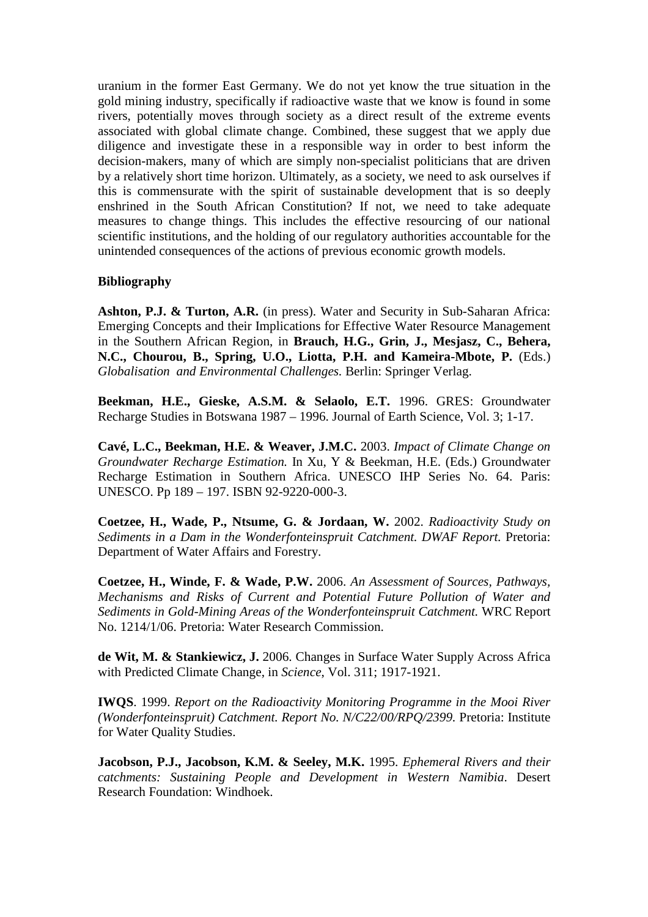uranium in the former East Germany. We do not yet know the true situation in the gold mining industry, specifically if radioactive waste that we know is found in some rivers, potentially moves through society as a direct result of the extreme events associated with global climate change. Combined, these suggest that we apply due diligence and investigate these in a responsible way in order to best inform the decision-makers, many of which are simply non-specialist politicians that are driven by a relatively short time horizon. Ultimately, as a society, we need to ask ourselves if this is commensurate with the spirit of sustainable development that is so deeply enshrined in the South African Constitution? If not, we need to take adequate measures to change things. This includes the effective resourcing of our national scientific institutions, and the holding of our regulatory authorities accountable for the unintended consequences of the actions of previous economic growth models.

## Bibliography

**Ashton, P.J. & Turton, A.R.** (in press). Water and Security in Sub-Saharan Africa: Emerging Concepts and their Implications for Effective Water Resource Management in the Southern African Region, in **Brauch, H.G., Grin, J., Mesjasz, C., Behera, N.C., Chourou, B., Spring, U.O., Liotta, P.H. and Kameira-Mbote, P.** (Eds.) *Globalisation and Environmental Challenges*. Berlin: Springer Verlag.

**Beekman, H.E., Gieske, A.S.M. & Selaolo, E.T.** 1996. GRES: Groundwater Recharge Studies in Botswana 1987 – 1996. Journal of Earth Science, Vol. 3; 1-17.

**Cavé, L.C., Beekman, H.E. & Weaver, J.M.C.** 2003. *Impact of Climate Change on Groundwater Recharge Estimation.* In Xu, Y & Beekman, H.E. (Eds.) Groundwater Recharge Estimation in Southern Africa. UNESCO IHP Series No. 64. Paris: UNESCO. Pp 189 – 197. ISBN 92-9220-000-3.

**Coetzee, H., Wade, P., Ntsume, G. & Jordaan, W.** 2002. *Radioactivity Study on Sediments in a Dam in the Wonderfonteinspruit Catchment. DWAF Report.* Pretoria: Department of Water Affairs and Forestry.

**Coetzee, H., Winde, F. & Wade, P.W.** 2006. *An Assessment of Sources, Pathways, Mechanisms and Risks of Current and Potential Future Pollution of Water and Sediments in Gold-Mining Areas of the Wonderfonteinspruit Catchment.* WRC Report No. 1214/1/06. Pretoria: Water Research Commission.

**de Wit, M. & Stankiewicz, J.** 2006. Changes in Surface Water Supply Across Africa with Predicted Climate Change, in *Science*, Vol. 311; 1917-1921.

**IWQS**. 1999. *Report on the Radioactivity Monitoring Programme in the Mooi River (Wonderfonteinspruit) Catchment. Report No. N/C22/00/RPQ/2399.* Pretoria: Institute for Water Quality Studies.

**Jacobson, P.J., Jacobson, K.M. & Seeley, M.K.** 1995. *Ephemeral Rivers and their catchments: Sustaining People and Development in Western Namibia*. Desert Research Foundation: Windhoek.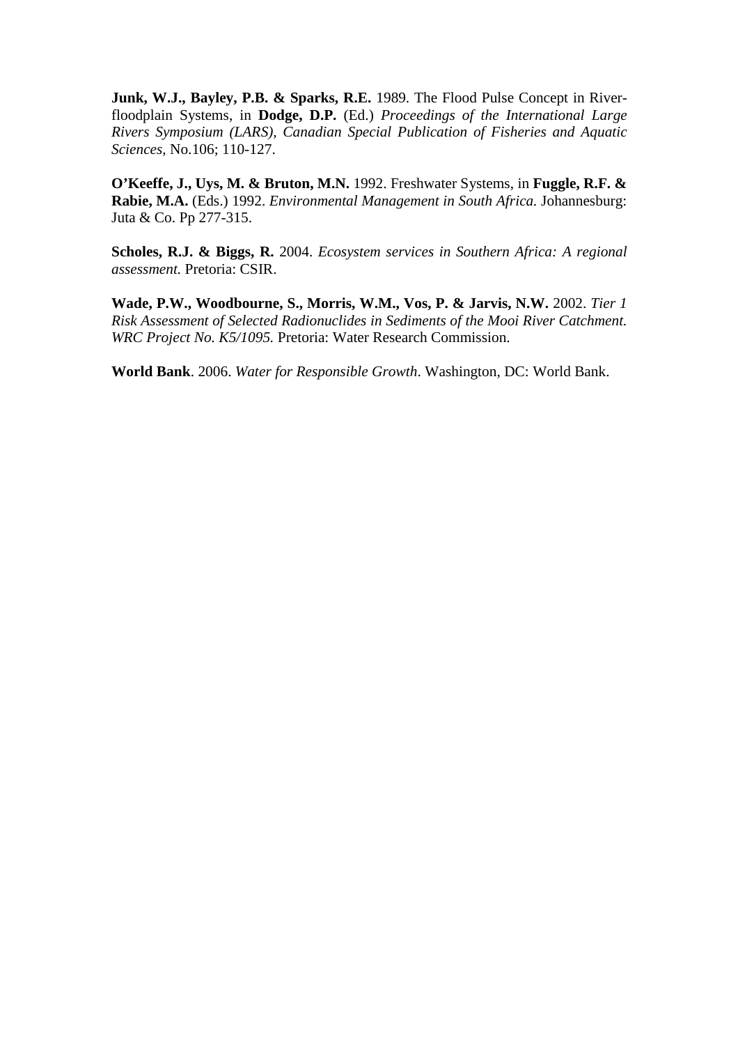**Junk, W.J., Bayley, P.B. & Sparks, R.E.** 1989. The Flood Pulse Concept in River-floodplain Systems, in **Dodge, D.P.** (Ed.) *Proceedings of the International Large Rivers Symposium (LARS), Canadian Special Publication of Fisheries and Aquatic Sciences*, No.106; 110-127.

**O'Keeffe, J., Uys, M. & Bruton, M.N.** 1992. Freshwater Systems, in **Fuggle, R.F. & Rabie, M.A.** (Eds.) 1992. *Environmental Management in South Africa.* Johannesburg: Juta & Co. Pp 277-315.

**Scholes, R.J. & Biggs, R.** 2004. *Ecosystem services in Southern Africa: A regional assessment.* Pretoria: CSIR.

**Wade, P.W., Woodbourne, S., Morris, W.M., Vos, P. & Jarvis, N.W.** 2002. *Tier 1 Risk Assessment of Selected Radionuclides in Sediments of the Mooi River Catchment. WRC Project No. K5/1095.* Pretoria: Water Research Commission.

**World Bank**. 2006. *Water for Responsible Growth*. Washington, DC: World Bank.